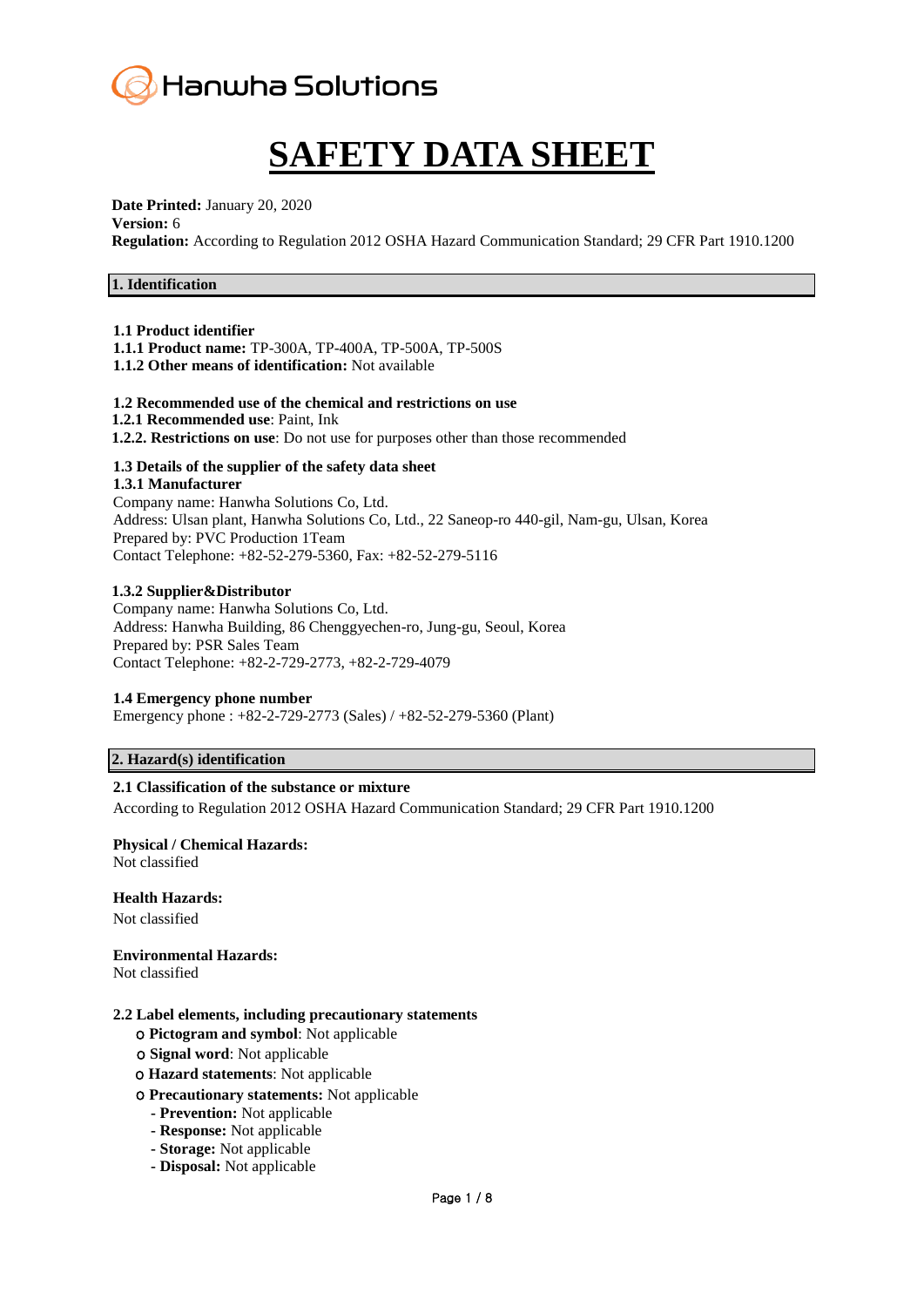Hanwha Solutions

# SAFETY DATA SHEET

**Date Printed:** January 20, 2020
**Version:** 6
**Regulation:** According to Regulation 2012 OSHA Hazard Communication Standard; 29 CFR Part 1910.1200

## 1. Identification

**1.1 Product identifier**
**1.1.1 Product name:** TP-300A, TP-400A, TP-500A, TP-500S
**1.1.2 Other means of identification:** Not available

**1.2 Recommended use of the chemical and restrictions on use**
**1.2.1 Recommended use**: Paint, Ink
**1.2.2. Restrictions on use**: Do not use for purposes other than those recommended

**1.3 Details of the supplier of the safety data sheet**
**1.3.1 Manufacturer**
Company name: Hanwha Solutions Co, Ltd.
Address: Ulsan plant, Hanwha Solutions Co, Ltd., 22 Saneop-ro 440-gil, Nam-gu, Ulsan, Korea
Prepared by: PVC Production 1Team
Contact Telephone: +82-52-279-5360, Fax: +82-52-279-5116

**1.3.2 Supplier&Distributor**
Company name: Hanwha Solutions Co, Ltd.
Address: Hanwha Building, 86 Chenggyechen-ro, Jung-gu, Seoul, Korea
Prepared by: PSR Sales Team
Contact Telephone: +82-2-729-2773, +82-2-729-4079

**1.4 Emergency phone number**
Emergency phone : +82-2-729-2773 (Sales) / +82-52-279-5360 (Plant)

## 2. Hazard(s) identification

**2.1 Classification of the substance or mixture**
According to Regulation 2012 OSHA Hazard Communication Standard; 29 CFR Part 1910.1200

**Physical / Chemical Hazards:**
Not classified

**Health Hazards:**
Not classified

**Environmental Hazards:**
Not classified

**2.2 Label elements, including precautionary statements**

- ο **Pictogram and symbol**: Not applicable
- ο **Signal word**: Not applicable
- ο **Hazard statements**: Not applicable
- ο **Precautionary statements:** Not applicable
  - **Prevention:** Not applicable
  - **Response:** Not applicable
  - **Storage:** Not applicable
  - **Disposal:** Not applicable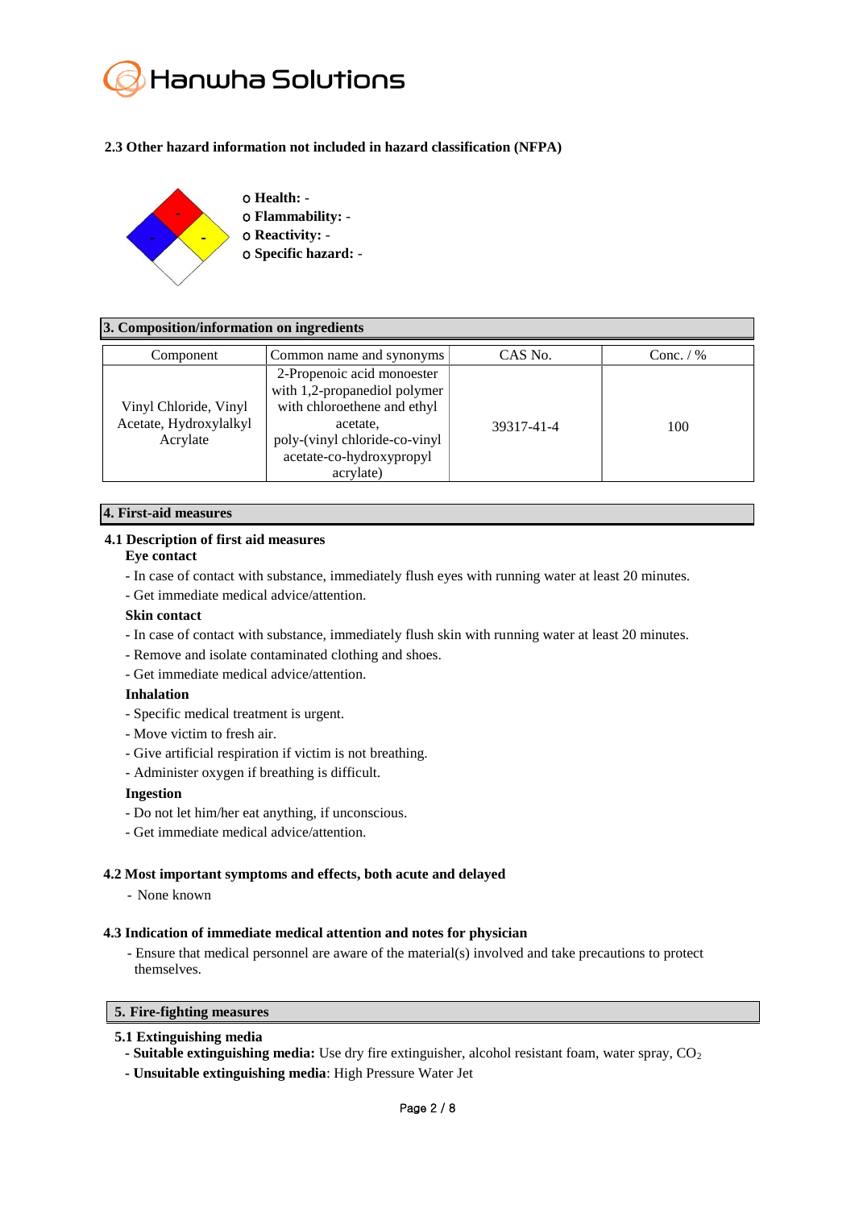### 2.3 Other hazard information not included in hazard classification (NFPA)

- **Health:** -
- **Flammability:** -
- **Reactivity:** -
- **Specific hazard:** -

## 3. Composition/information on ingredients

| Component | Common name and synonyms | CAS No. | Conc. / % |
|---|---|---|---|
| Vinyl Chloride, Vinyl Acetate, Hydroxylalkyl Acrylate | 2-Propenoic acid monoester with 1,2-propanediol polymer with chloroethene and ethyl acetate, poly-(vinyl chloride-co-vinyl acetate-co-hydroxypropyl acrylate) | 39317-41-4 | 100 |

## 4. First-aid measures

### 4.1 Description of first aid measures

**Eye contact**

- In case of contact with substance, immediately flush eyes with running water at least 20 minutes.
- Get immediate medical advice/attention.

**Skin contact**

- In case of contact with substance, immediately flush skin with running water at least 20 minutes.
- Remove and isolate contaminated clothing and shoes.
- Get immediate medical advice/attention.

**Inhalation**

- Specific medical treatment is urgent.
- Move victim to fresh air.
- Give artificial respiration if victim is not breathing.
- Administer oxygen if breathing is difficult.

**Ingestion**

- Do not let him/her eat anything, if unconscious.
- Get immediate medical advice/attention.

### 4.2 Most important symptoms and effects, both acute and delayed

- None known

### 4.3 Indication of immediate medical attention and notes for physician

- Ensure that medical personnel are aware of the material(s) involved and take precautions to protect themselves.

## 5. Fire-fighting measures

### 5.1 Extinguishing media

- **Suitable extinguishing media:** Use dry fire extinguisher, alcohol resistant foam, water spray, $CO_2$
- **Unsuitable extinguishing media**: High Pressure Water Jet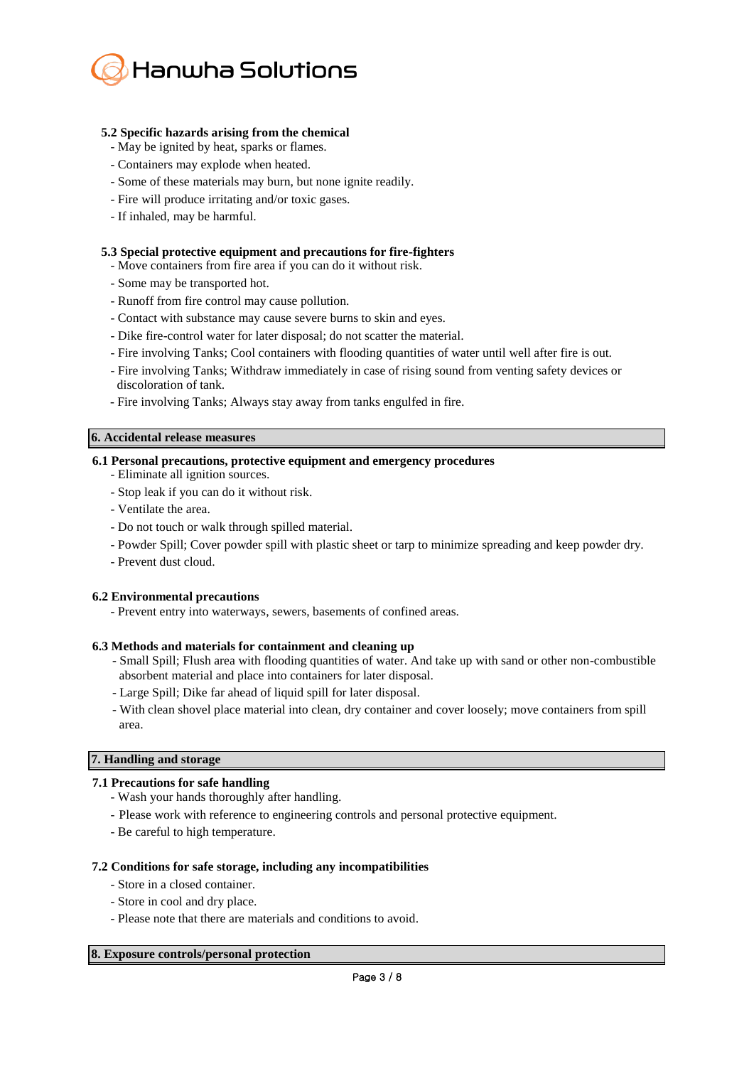### 5.2 Specific hazards arising from the chemical

- May be ignited by heat, sparks or flames.
- Containers may explode when heated.
- Some of these materials may burn, but none ignite readily.
- Fire will produce irritating and/or toxic gases.
- If inhaled, may be harmful.

### 5.3 Special protective equipment and precautions for fire-fighters

- Move containers from fire area if you can do it without risk.
- Some may be transported hot.
- Runoff from fire control may cause pollution.
- Contact with substance may cause severe burns to skin and eyes.
- Dike fire-control water for later disposal; do not scatter the material.
- Fire involving Tanks; Cool containers with flooding quantities of water until well after fire is out.
- Fire involving Tanks; Withdraw immediately in case of rising sound from venting safety devices or discoloration of tank.
- Fire involving Tanks; Always stay away from tanks engulfed in fire.

## 6. Accidental release measures

### 6.1 Personal precautions, protective equipment and emergency procedures

- Eliminate all ignition sources.
- Stop leak if you can do it without risk.
- Ventilate the area.
- Do not touch or walk through spilled material.
- Powder Spill; Cover powder spill with plastic sheet or tarp to minimize spreading and keep powder dry.
- Prevent dust cloud.

### 6.2 Environmental precautions

- Prevent entry into waterways, sewers, basements of confined areas.

### 6.3 Methods and materials for containment and cleaning up

- Small Spill; Flush area with flooding quantities of water. And take up with sand or other non-combustible absorbent material and place into containers for later disposal.
- Large Spill; Dike far ahead of liquid spill for later disposal.
- With clean shovel place material into clean, dry container and cover loosely; move containers from spill area.

## 7. Handling and storage

### 7.1 Precautions for safe handling

- Wash your hands thoroughly after handling.
- Please work with reference to engineering controls and personal protective equipment.
- Be careful to high temperature.

### 7.2 Conditions for safe storage, including any incompatibilities

- Store in a closed container.
- Store in cool and dry place.
- Please note that there are materials and conditions to avoid.

## 8. Exposure controls/personal protection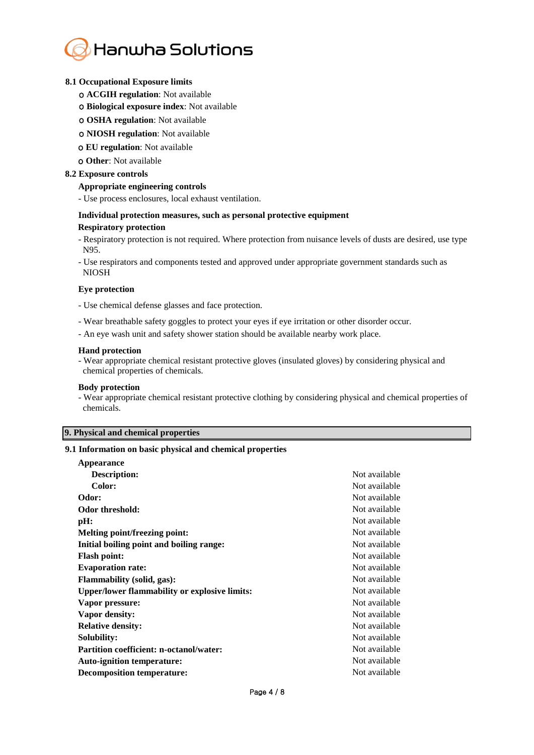### 8.1 Occupational Exposure limits

- **ACGIH regulation**: Not available
- **Biological exposure index**: Not available
- **OSHA regulation**: Not available
- **NIOSH regulation**: Not available
- **EU regulation**: Not available
- **Other**: Not available

### 8.2 Exposure controls

**Appropriate engineering controls**

- Use process enclosures, local exhaust ventilation.

**Individual protection measures, such as personal protective equipment**

**Respiratory protection**

- Respiratory protection is not required. Where protection from nuisance levels of dusts are desired, use type N95.
- Use respirators and components tested and approved under appropriate government standards such as NIOSH

**Eye protection**

- Use chemical defense glasses and face protection.
- Wear breathable safety goggles to protect your eyes if eye irritation or other disorder occur.
- An eye wash unit and safety shower station should be available nearby work place.

**Hand protection**

- Wear appropriate chemical resistant protective gloves (insulated gloves) by considering physical and chemical properties of chemicals.

**Body protection**

- Wear appropriate chemical resistant protective clothing by considering physical and chemical properties of chemicals.

## 9. Physical and chemical properties

### 9.1 Information on basic physical and chemical properties

| Property | Value |
|---|---|
| **Appearance** | |
| **Description:** | Not available |
| **Color:** | Not available |
| **Odor:** | Not available |
| **Odor threshold:** | Not available |
| **pH:** | Not available |
| **Melting point/freezing point:** | Not available |
| **Initial boiling point and boiling range:** | Not available |
| **Flash point:** | Not available |
| **Evaporation rate:** | Not available |
| **Flammability (solid, gas):** | Not available |
| **Upper/lower flammability or explosive limits:** | Not available |
| **Vapor pressure:** | Not available |
| **Vapor density:** | Not available |
| **Relative density:** | Not available |
| **Solubility:** | Not available |
| **Partition coefficient: n-octanol/water:** | Not available |
| **Auto-ignition temperature:** | Not available |
| **Decomposition temperature:** | Not available |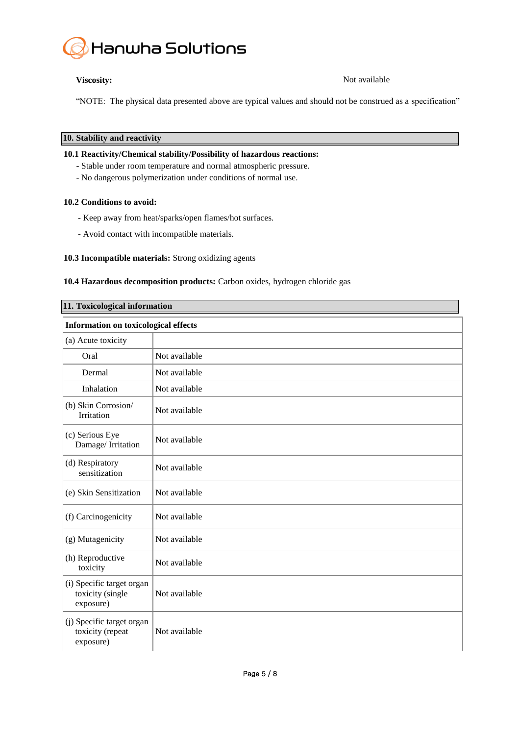**Viscosity:** Not available

"NOTE: The physical data presented above are typical values and should not be construed as a specification"

## 10. Stability and reactivity

**10.1 Reactivity/Chemical stability/Possibility of hazardous reactions:**

- Stable under room temperature and normal atmospheric pressure.
- No dangerous polymerization under conditions of normal use.

**10.2 Conditions to avoid:**

- Keep away from heat/sparks/open flames/hot surfaces.
- Avoid contact with incompatible materials.

**10.3 Incompatible materials:** Strong oxidizing agents

**10.4 Hazardous decomposition products:** Carbon oxides, hydrogen chloride gas

## 11. Toxicological information

| **Information on toxicological effects** | |
|---|---|
| (a) Acute toxicity | |
| Oral | Not available |
| Dermal | Not available |
| Inhalation | Not available |
| (b) Skin Corrosion/ Irritation | Not available |
| (c) Serious Eye Damage/ Irritation | Not available |
| (d) Respiratory sensitization | Not available |
| (e) Skin Sensitization | Not available |
| (f) Carcinogenicity | Not available |
| (g) Mutagenicity | Not available |
| (h) Reproductive toxicity | Not available |
| (i) Specific target organ toxicity (single exposure) | Not available |
| (j) Specific target organ toxicity (repeat exposure) | Not available |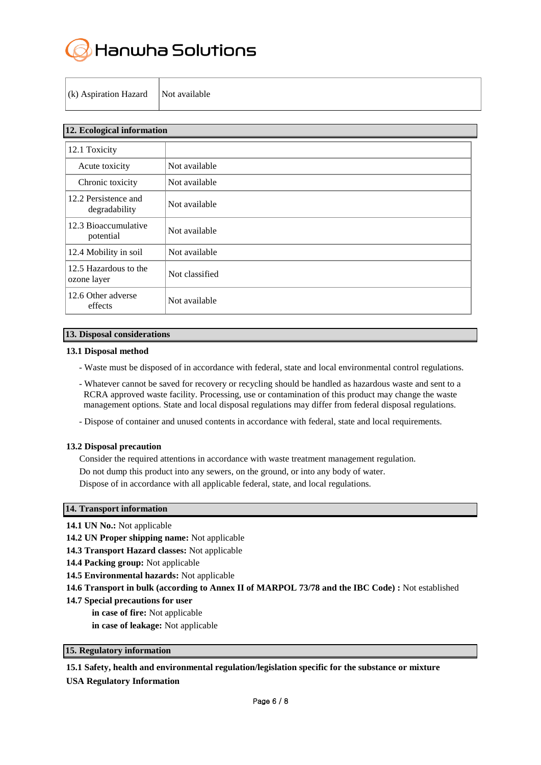| (k) Aspiration Hazard | Not available |
|---|---|

## 12. Ecological information

| 12.1 Toxicity | |
|---|---|
| Acute toxicity | Not available |
| Chronic toxicity | Not available |
| 12.2 Persistence and degradability | Not available |
| 12.3 Bioaccumulative potential | Not available |
| 12.4 Mobility in soil | Not available |
| 12.5 Hazardous to the ozone layer | Not classified |
| 12.6 Other adverse effects | Not available |

## 13. Disposal considerations

**13.1 Disposal method**

- Waste must be disposed of in accordance with federal, state and local environmental control regulations.
- Whatever cannot be saved for recovery or recycling should be handled as hazardous waste and sent to a RCRA approved waste facility. Processing, use or contamination of this product may change the waste management options. State and local disposal regulations may differ from federal disposal regulations.
- Dispose of container and unused contents in accordance with federal, state and local requirements.

**13.2 Disposal precaution**

Consider the required attentions in accordance with waste treatment management regulation.
Do not dump this product into any sewers, on the ground, or into any body of water.
Dispose of in accordance with all applicable federal, state, and local regulations.

## 14. Transport information

**14.1 UN No.:** Not applicable
**14.2 UN Proper shipping name:** Not applicable
**14.3 Transport Hazard classes:** Not applicable
**14.4 Packing group:** Not applicable
**14.5 Environmental hazards:** Not applicable
**14.6 Transport in bulk (according to Annex II of MARPOL 73/78 and the IBC Code) :** Not established
**14.7 Special precautions for user**

**in case of fire:** Not applicable
**in case of leakage:** Not applicable

## 15. Regulatory information

**15.1 Safety, health and environmental regulation/legislation specific for the substance or mixture**

**USA Regulatory Information**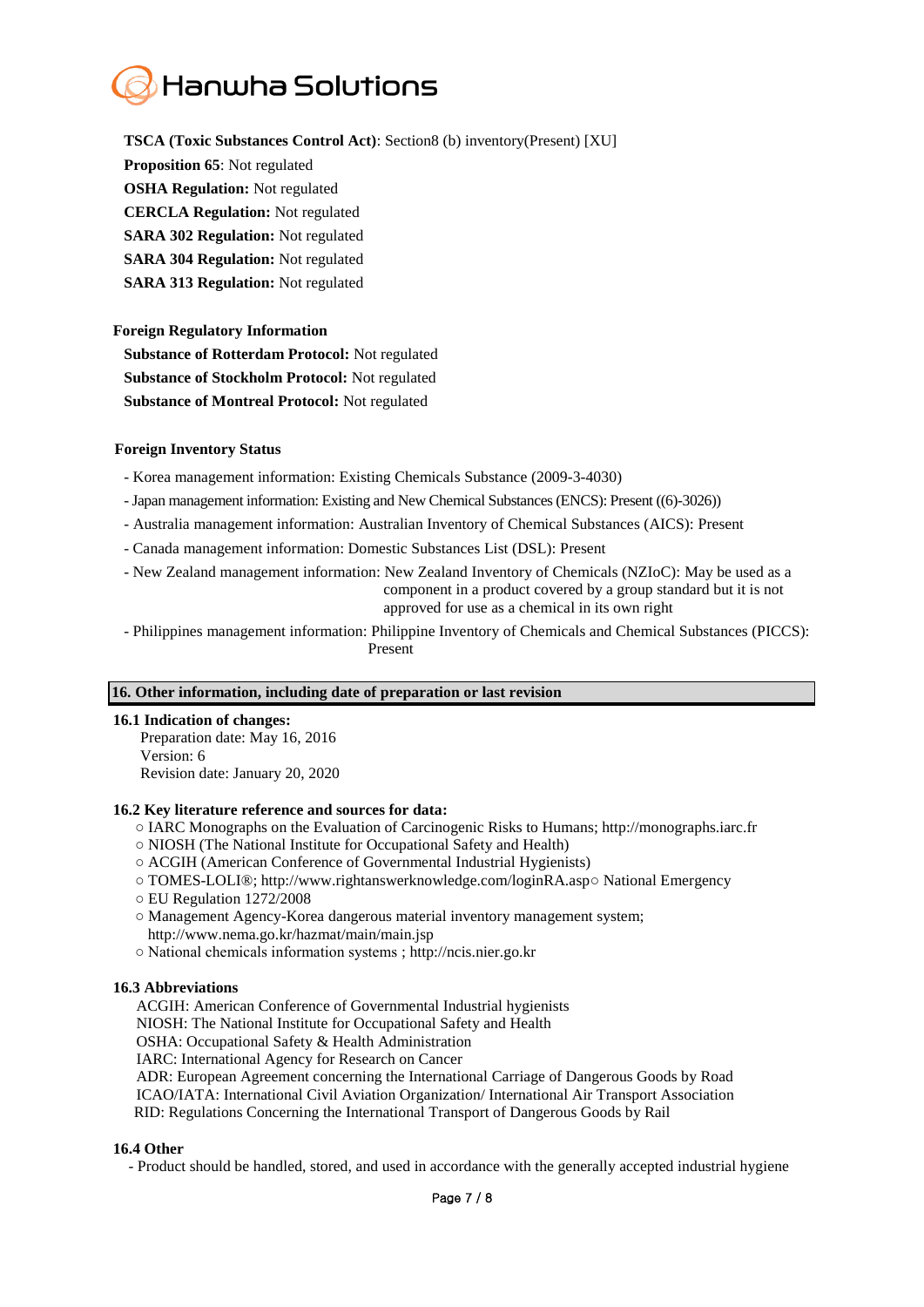**TSCA (Toxic Substances Control Act)**: Section8 (b) inventory(Present) [XU]

**Proposition 65**: Not regulated

**OSHA Regulation:** Not regulated

**CERCLA Regulation:** Not regulated

**SARA 302 Regulation:** Not regulated

**SARA 304 Regulation:** Not regulated

**SARA 313 Regulation:** Not regulated

**Foreign Regulatory Information**

**Substance of Rotterdam Protocol:** Not regulated

**Substance of Stockholm Protocol:** Not regulated

**Substance of Montreal Protocol:** Not regulated

**Foreign Inventory Status**

- Korea management information: Existing Chemicals Substance (2009-3-4030)
- Japan management information: Existing and New Chemical Substances (ENCS): Present ((6)-3026))
- Australia management information: Australian Inventory of Chemical Substances (AICS): Present
- Canada management information: Domestic Substances List (DSL): Present
- New Zealand management information: New Zealand Inventory of Chemicals (NZIoC): May be used as a component in a product covered by a group standard but it is not approved for use as a chemical in its own right
- Philippines management information: Philippine Inventory of Chemicals and Chemical Substances (PICCS): Present

## 16. Other information, including date of preparation or last revision

**16.1 Indication of changes:**

Preparation date: May 16, 2016
Version: 6
Revision date: January 20, 2020

**16.2 Key literature reference and sources for data:**

○ IARC Monographs on the Evaluation of Carcinogenic Risks to Humans; http://monographs.iarc.fr
○ NIOSH (The National Institute for Occupational Safety and Health)
○ ACGIH (American Conference of Governmental Industrial Hygienists)
○ TOMES-LOLI®; http://www.rightanswerknowledge.com/loginRA.asp○ National Emergency
○ EU Regulation 1272/2008
○ Management Agency-Korea dangerous material inventory management system; http://www.nema.go.kr/hazmat/main/main.jsp
○ National chemicals information systems ; http://ncis.nier.go.kr

**16.3 Abbreviations**

ACGIH: American Conference of Governmental Industrial hygienists
NIOSH: The National Institute for Occupational Safety and Health
OSHA: Occupational Safety & Health Administration
IARC: International Agency for Research on Cancer
ADR: European Agreement concerning the International Carriage of Dangerous Goods by Road
ICAO/IATA: International Civil Aviation Organization/ International Air Transport Association
RID: Regulations Concerning the International Transport of Dangerous Goods by Rail

**16.4 Other**

- Product should be handled, stored, and used in accordance with the generally accepted industrial hygiene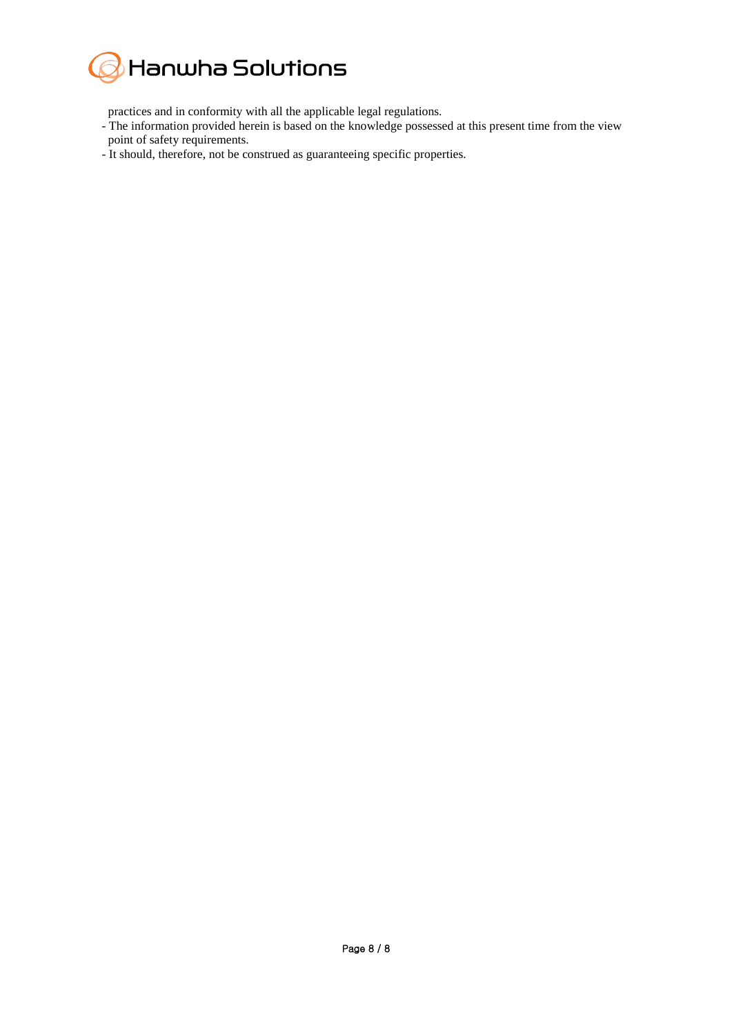practices and in conformity with all the applicable legal regulations.

- The information provided herein is based on the knowledge possessed at this present time from the view point of safety requirements.
- It should, therefore, not be construed as guaranteeing specific properties.